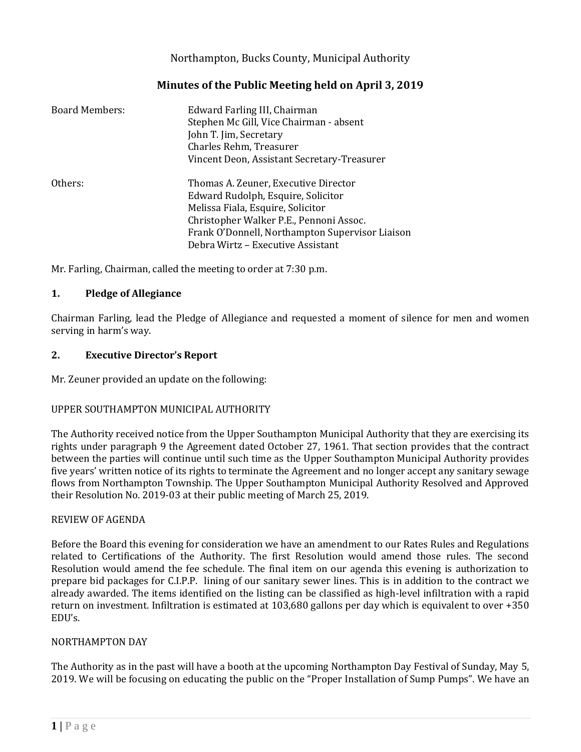Northampton, Bucks County, Municipal Authority

# Minutes of the Public Meeting held on April 3, 2019

| Board Members: | Edward Farling III, Chairman |
|---|---|
| | Stephen Mc Gill, Vice Chairman - absent |
| | John T. Jim, Secretary |
| | Charles Rehm, Treasurer |
| | Vincent Deon, Assistant Secretary-Treasurer |
| Others: | Thomas A. Zeuner, Executive Director |
| | Edward Rudolph, Esquire, Solicitor |
| | Melissa Fiala, Esquire, Solicitor |
| | Christopher Walker P.E., Pennoni Assoc. |
| | Frank O'Donnell, Northampton Supervisor Liaison |
| | Debra Wirtz – Executive Assistant |

Mr. Farling, Chairman, called the meeting to order at 7:30 p.m.

## 1. Pledge of Allegiance

Chairman Farling, lead the Pledge of Allegiance and requested a moment of silence for men and women serving in harm's way.

## 2. Executive Director's Report

Mr. Zeuner provided an update on the following:

UPPER SOUTHAMPTON MUNICIPAL AUTHORITY

The Authority received notice from the Upper Southampton Municipal Authority that they are exercising its rights under paragraph 9 the Agreement dated October 27, 1961. That section provides that the contract between the parties will continue until such time as the Upper Southampton Municipal Authority provides five years' written notice of its rights to terminate the Agreement and no longer accept any sanitary sewage flows from Northampton Township. The Upper Southampton Municipal Authority Resolved and Approved their Resolution No. 2019-03 at their public meeting of March 25, 2019.

REVIEW OF AGENDA

Before the Board this evening for consideration we have an amendment to our Rates Rules and Regulations related to Certifications of the Authority. The first Resolution would amend those rules. The second Resolution would amend the fee schedule. The final item on our agenda this evening is authorization to prepare bid packages for C.I.P.P. lining of our sanitary sewer lines. This is in addition to the contract we already awarded. The items identified on the listing can be classified as high-level infiltration with a rapid return on investment. Infiltration is estimated at 103,680 gallons per day which is equivalent to over +350 EDU's.

NORTHAMPTON DAY

The Authority as in the past will have a booth at the upcoming Northampton Day Festival of Sunday, May 5, 2019. We will be focusing on educating the public on the "Proper Installation of Sump Pumps". We have an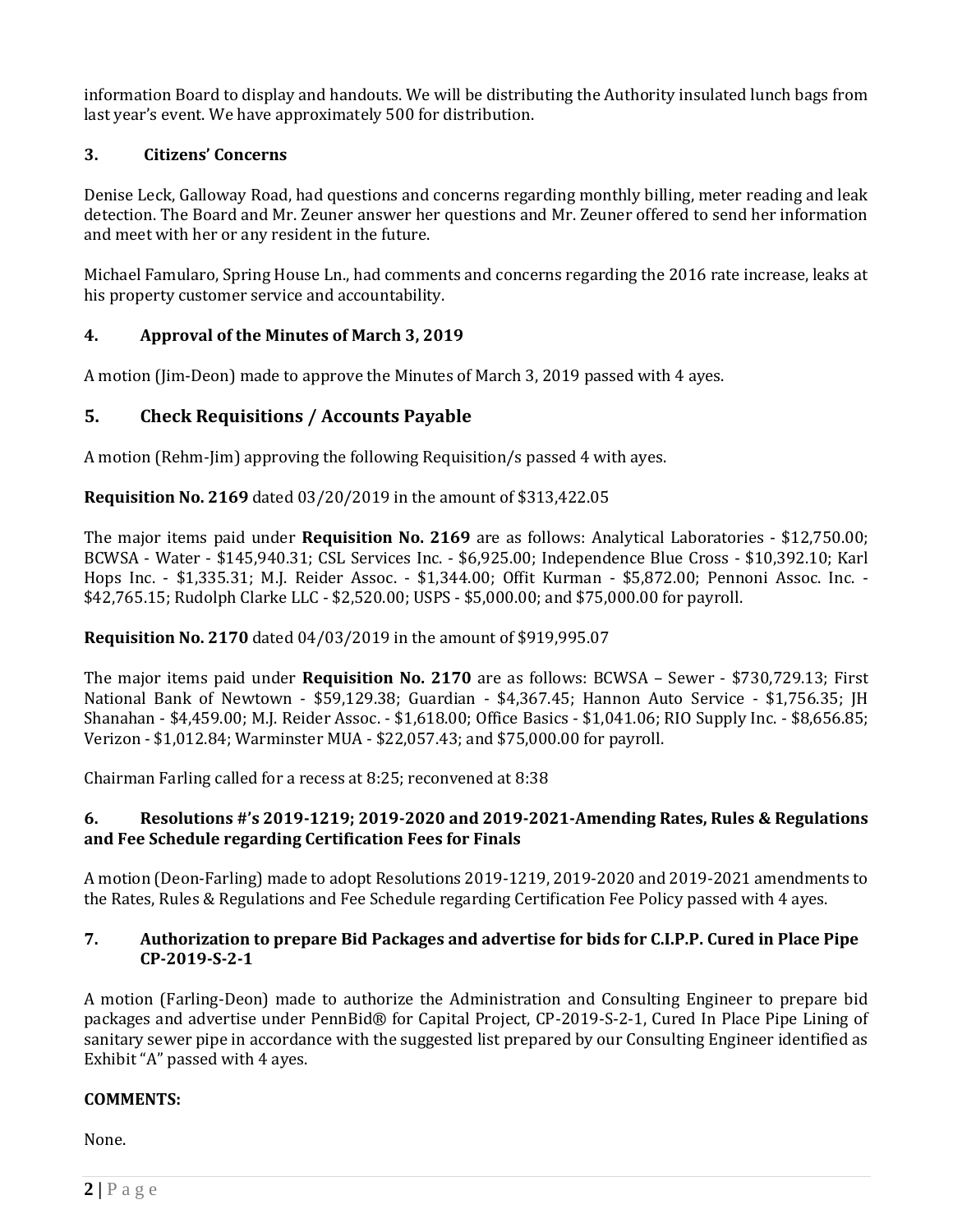information Board to display and handouts. We will be distributing the Authority insulated lunch bags from last year's event. We have approximately 500 for distribution.

### 3. Citizens' Concerns

Denise Leck, Galloway Road, had questions and concerns regarding monthly billing, meter reading and leak detection. The Board and Mr. Zeuner answer her questions and Mr. Zeuner offered to send her information and meet with her or any resident in the future.

Michael Famularo, Spring House Ln., had comments and concerns regarding the 2016 rate increase, leaks at his property customer service and accountability.

### 4. Approval of the Minutes of March 3, 2019

A motion (Jim-Deon) made to approve the Minutes of March 3, 2019 passed with 4 ayes.

## 5. Check Requisitions / Accounts Payable

A motion (Rehm-Jim) approving the following Requisition/s passed 4 with ayes.

**Requisition No. 2169** dated 03/20/2019 in the amount of $313,422.05

The major items paid under **Requisition No. 2169** are as follows: Analytical Laboratories - $12,750.00; BCWSA - Water - $145,940.31; CSL Services Inc. - $6,925.00; Independence Blue Cross - $10,392.10; Karl Hops Inc. - $1,335.31; M.J. Reider Assoc. - $1,344.00; Offit Kurman - $5,872.00; Pennoni Assoc. Inc. - $42,765.15; Rudolph Clarke LLC - $2,520.00; USPS - $5,000.00; and $75,000.00 for payroll.

**Requisition No. 2170** dated 04/03/2019 in the amount of $919,995.07

The major items paid under **Requisition No. 2170** are as follows: BCWSA – Sewer - $730,729.13; First National Bank of Newtown - $59,129.38; Guardian - $4,367.45; Hannon Auto Service - $1,756.35; JH Shanahan - $4,459.00; M.J. Reider Assoc. - $1,618.00; Office Basics - $1,041.06; RIO Supply Inc. - $8,656.85; Verizon - $1,012.84; Warminster MUA - $22,057.43; and $75,000.00 for payroll.

Chairman Farling called for a recess at 8:25; reconvened at 8:38

### 6. Resolutions #'s 2019-1219; 2019-2020 and 2019-2021-Amending Rates, Rules & Regulations and Fee Schedule regarding Certification Fees for Finals

A motion (Deon-Farling) made to adopt Resolutions 2019-1219, 2019-2020 and 2019-2021 amendments to the Rates, Rules & Regulations and Fee Schedule regarding Certification Fee Policy passed with 4 ayes.

### 7. Authorization to prepare Bid Packages and advertise for bids for C.I.P.P. Cured in Place Pipe CP-2019-S-2-1

A motion (Farling-Deon) made to authorize the Administration and Consulting Engineer to prepare bid packages and advertise under PennBid® for Capital Project, CP-2019-S-2-1, Cured In Place Pipe Lining of sanitary sewer pipe in accordance with the suggested list prepared by our Consulting Engineer identified as Exhibit "A" passed with 4 ayes.

**COMMENTS:**

None.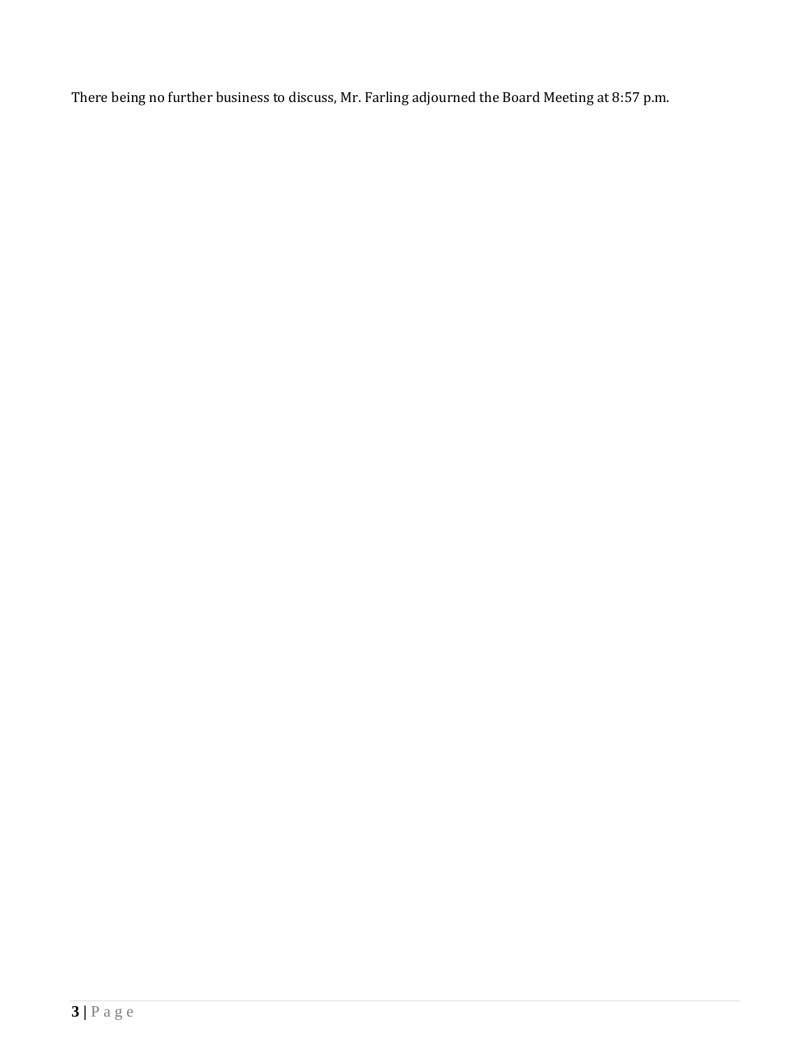There being no further business to discuss, Mr. Farling adjourned the Board Meeting at 8:57 p.m.